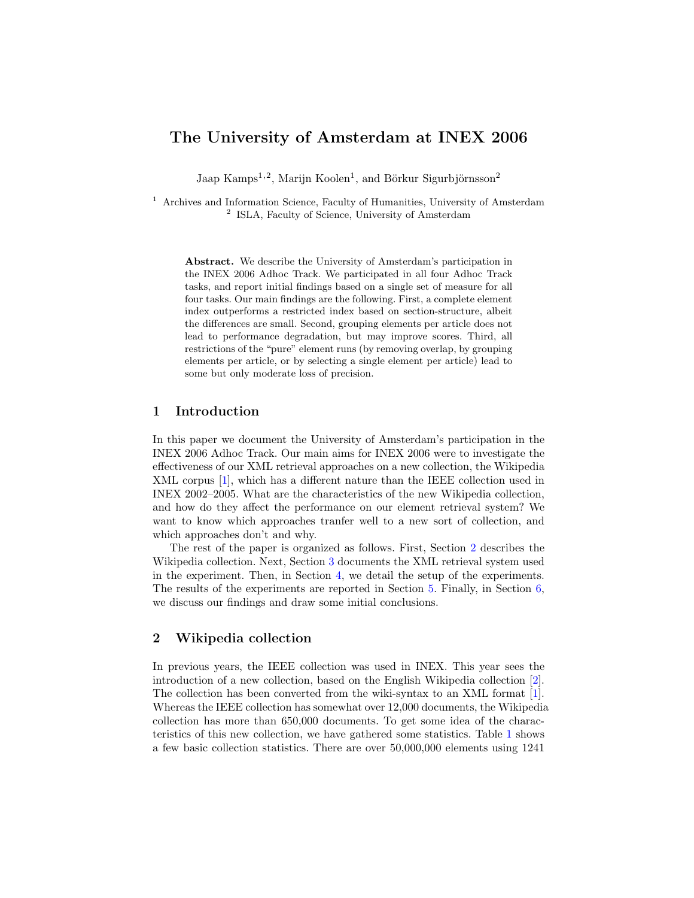# The University of Amsterdam at INEX 2006

Jaap Kamps[1,2], Marijn Koolen[1], and Börkur Sigurbjörnsson[2]

[1] Archives and Information Science, Faculty of Humanities, University of Amsterdam
[2] ISLA, Faculty of Science, University of Amsterdam

**Abstract.** We describe the University of Amsterdam's participation in the INEX 2006 Adhoc Track. We participated in all four Adhoc Track tasks, and report initial findings based on a single set of measure for all four tasks. Our main findings are the following. First, a complete element index outperforms a restricted index based on section-structure, albeit the differences are small. Second, grouping elements per article does not lead to performance degradation, but may improve scores. Third, all restrictions of the "pure" element runs (by removing overlap, by grouping elements per article, or by selecting a single element per article) lead to some but only moderate loss of precision.

## 1 Introduction

In this paper we document the University of Amsterdam's participation in the INEX 2006 Adhoc Track. Our main aims for INEX 2006 were to investigate the effectiveness of our XML retrieval approaches on a new collection, the Wikipedia XML corpus [1], which has a different nature than the IEEE collection used in INEX 2002–2005. What are the characteristics of the new Wikipedia collection, and how do they affect the performance on our element retrieval system? We want to know which approaches tranfer well to a new sort of collection, and which approaches don't and why.

The rest of the paper is organized as follows. First, Section 2 describes the Wikipedia collection. Next, Section 3 documents the XML retrieval system used in the experiment. Then, in Section 4, we detail the setup of the experiments. The results of the experiments are reported in Section 5. Finally, in Section 6, we discuss our findings and draw some initial conclusions.

## 2 Wikipedia collection

In previous years, the IEEE collection was used in INEX. This year sees the introduction of a new collection, based on the English Wikipedia collection [2]. The collection has been converted from the wiki-syntax to an XML format [1]. Whereas the IEEE collection has somewhat over 12,000 documents, the Wikipedia collection has more than 650,000 documents. To get some idea of the characteristics of this new collection, we have gathered some statistics. Table 1 shows a few basic collection statistics. There are over 50,000,000 elements using 1241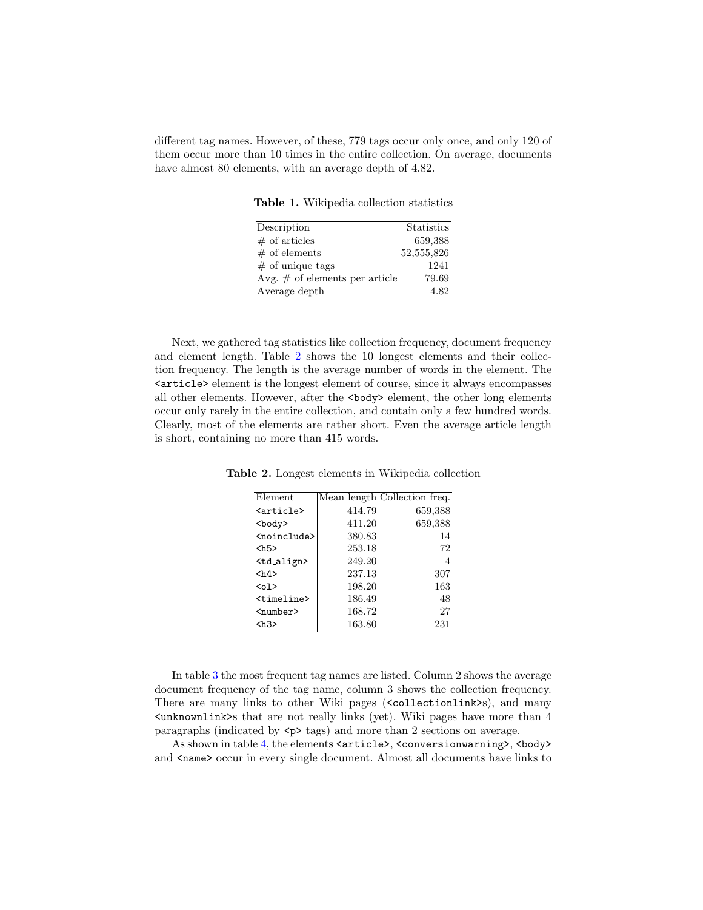different tag names. However, of these, 779 tags occur only once, and only 120 of them occur more than 10 times in the entire collection. On average, documents have almost 80 elements, with an average depth of 4.82.

**Table 1.** Wikipedia collection statistics

| Description | Statistics |
|---|---|
| # of articles | 659,388 |
| # of elements | 52,555,826 |
| # of unique tags | 1241 |
| Avg. # of elements per article | 79.69 |
| Average depth | 4.82 |

Next, we gathered tag statistics like collection frequency, document frequency and element length. Table 2 shows the 10 longest elements and their collection frequency. The length is the average number of words in the element. The `<article>` element is the longest element of course, since it always encompasses all other elements. However, after the `<body>` element, the other long elements occur only rarely in the entire collection, and contain only a few hundred words. Clearly, most of the elements are rather short. Even the average article length is short, containing no more than 415 words.

**Table 2.** Longest elements in Wikipedia collection

| Element | Mean length | Collection freq. |
|---|---|---|
| `<article>` | 414.79 | 659,388 |
| `<body>` | 411.20 | 659,388 |
| `<noinclude>` | 380.83 | 14 |
| `<h5>` | 253.18 | 72 |
| `<td_align>` | 249.20 | 4 |
| `<h4>` | 237.13 | 307 |
| `<ol>` | 198.20 | 163 |
| `<timeline>` | 186.49 | 48 |
| `<number>` | 168.72 | 27 |
| `<h3>` | 163.80 | 231 |

In table 3 the most frequent tag names are listed. Column 2 shows the average document frequency of the tag name, column 3 shows the collection frequency. There are many links to other Wiki pages (`<collectionlink>`s), and many `<unknownlink>`s that are not really links (yet). Wiki pages have more than 4 paragraphs (indicated by `<p>` tags) and more than 2 sections on average.

As shown in table 4, the elements `<article>`, `<conversionwarning>`, `<body>` and `<name>` occur in every single document. Almost all documents have links to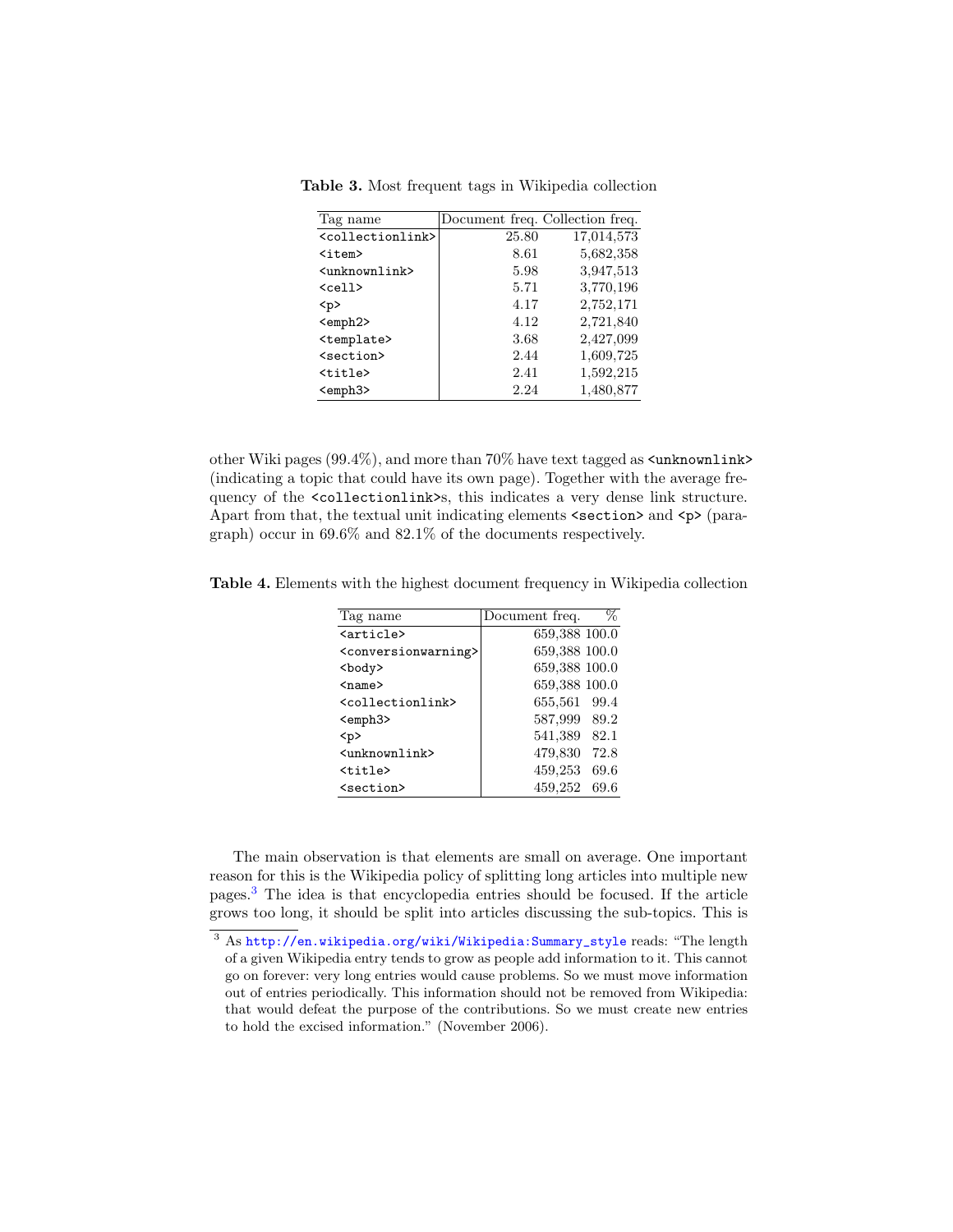**Table 3.** Most frequent tags in Wikipedia collection

| Tag name | Document freq. | Collection freq. |
|---|---|---|
| `<collectionlink>` | 25.80 | 17,014,573 |
| `<item>` | 8.61 | 5,682,358 |
| `<unknownlink>` | 5.98 | 3,947,513 |
| `<cell>` | 5.71 | 3,770,196 |
| `<p>` | 4.17 | 2,752,171 |
| `<emph2>` | 4.12 | 2,721,840 |
| `<template>` | 3.68 | 2,427,099 |
| `<section>` | 2.44 | 1,609,725 |
| `<title>` | 2.41 | 1,592,215 |
| `<emph3>` | 2.24 | 1,480,877 |

other Wiki pages (99.4%), and more than 70% have text tagged as `<unknownlink>` (indicating a topic that could have its own page). Together with the average frequency of the `<collectionlink>`s, this indicates a very dense link structure. Apart from that, the textual unit indicating elements `<section>` and `<p>` (paragraph) occur in 69.6% and 82.1% of the documents respectively.

**Table 4.** Elements with the highest document frequency in Wikipedia collection

| Tag name | Document freq. | % |
|---|---|---|
| `<article>` | 659,388 | 100.0 |
| `<conversionwarning>` | 659,388 | 100.0 |
| `<body>` | 659,388 | 100.0 |
| `<name>` | 659,388 | 100.0 |
| `<collectionlink>` | 655,561 | 99.4 |
| `<emph3>` | 587,999 | 89.2 |
| `<p>` | 541,389 | 82.1 |
| `<unknownlink>` | 479,830 | 72.8 |
| `<title>` | 459,253 | 69.6 |
| `<section>` | 459,252 | 69.6 |

The main observation is that elements are small on average. One important reason for this is the Wikipedia policy of splitting long articles into multiple new pages.[3] The idea is that encyclopedia entries should be focused. If the article grows too long, it should be split into articles discussing the sub-topics. This is

[3] As http://en.wikipedia.org/wiki/Wikipedia:Summary_style reads: "The length of a given Wikipedia entry tends to grow as people add information to it. This cannot go on forever: very long entries would cause problems. So we must move information out of entries periodically. This information should not be removed from Wikipedia: that would defeat the purpose of the contributions. So we must create new entries to hold the excised information." (November 2006).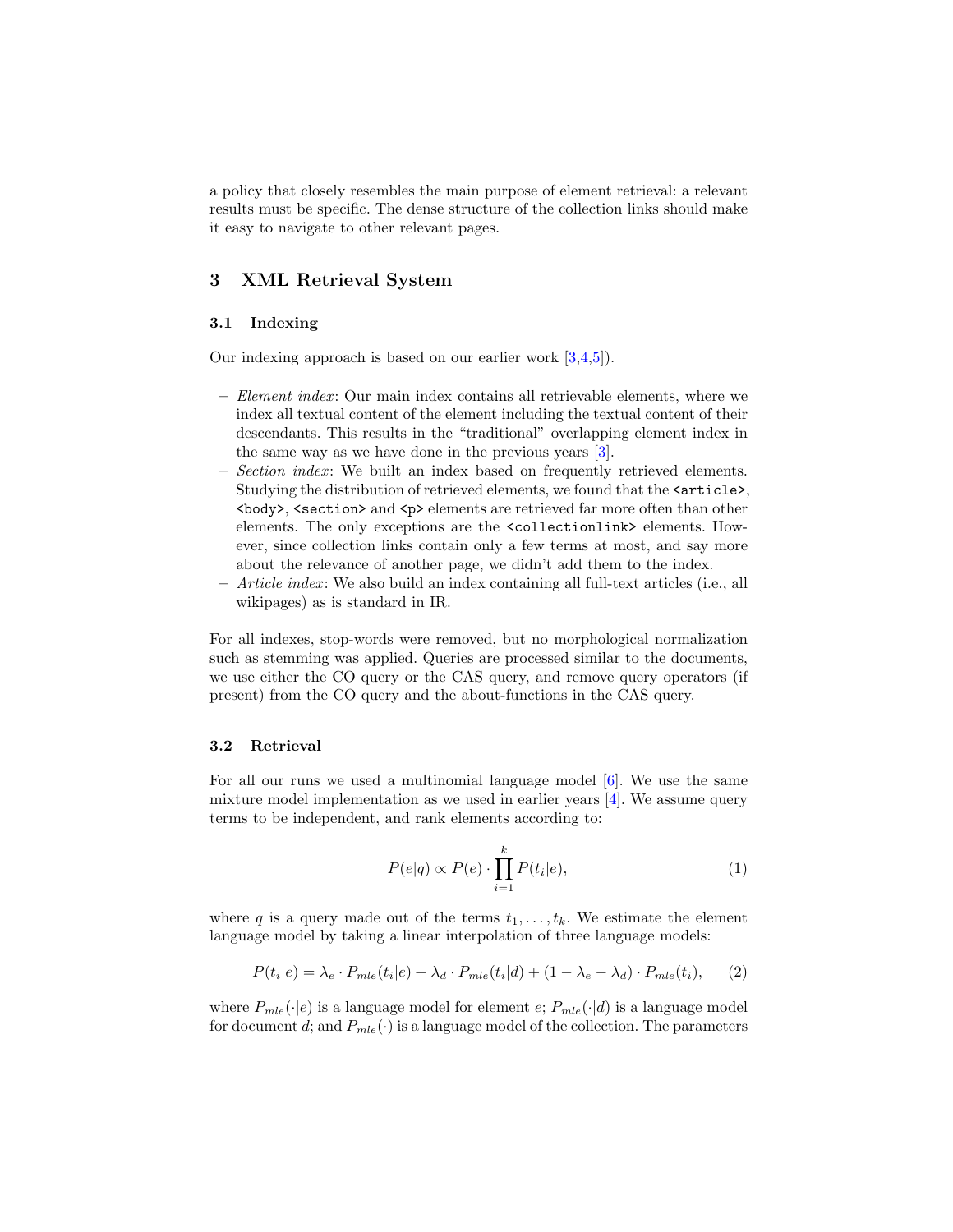a policy that closely resembles the main purpose of element retrieval: a relevant results must be specific. The dense structure of the collection links should make it easy to navigate to other relevant pages.

## 3 XML Retrieval System

### 3.1 Indexing

Our indexing approach is based on our earlier work [3,4,5]).

- *Element index*: Our main index contains all retrievable elements, where we index all textual content of the element including the textual content of their descendants. This results in the "traditional" overlapping element index in the same way as we have done in the previous years [3].
- *Section index*: We built an index based on frequently retrieved elements. Studying the distribution of retrieved elements, we found that the `<article>`, `<body>`, `<section>` and `<p>` elements are retrieved far more often than other elements. The only exceptions are the `<collectionlink>` elements. However, since collection links contain only a few terms at most, and say more about the relevance of another page, we didn't add them to the index.
- *Article index*: We also build an index containing all full-text articles (i.e., all wikipages) as is standard in IR.

For all indexes, stop-words were removed, but no morphological normalization such as stemming was applied. Queries are processed similar to the documents, we use either the CO query or the CAS query, and remove query operators (if present) from the CO query and the about-functions in the CAS query.

### 3.2 Retrieval

For all our runs we used a multinomial language model [6]. We use the same mixture model implementation as we used in earlier years [4]. We assume query terms to be independent, and rank elements according to:

$$P(e|q) \propto P(e) \cdot \prod_{i=1}^{k} P(t_i|e), \tag{1}$$

where $q$ is a query made out of the terms $t_1, \ldots, t_k$. We estimate the element language model by taking a linear interpolation of three language models:

$$P(t_i|e) = \lambda_e \cdot P_{mle}(t_i|e) + \lambda_d \cdot P_{mle}(t_i|d) + (1 - \lambda_e - \lambda_d) \cdot P_{mle}(t_i), \tag{2}$$

where $P_{mle}(\cdot|e)$ is a language model for element $e$; $P_{mle}(\cdot|d)$ is a language model for document $d$; and $P_{mle}(\cdot)$ is a language model of the collection. The parameters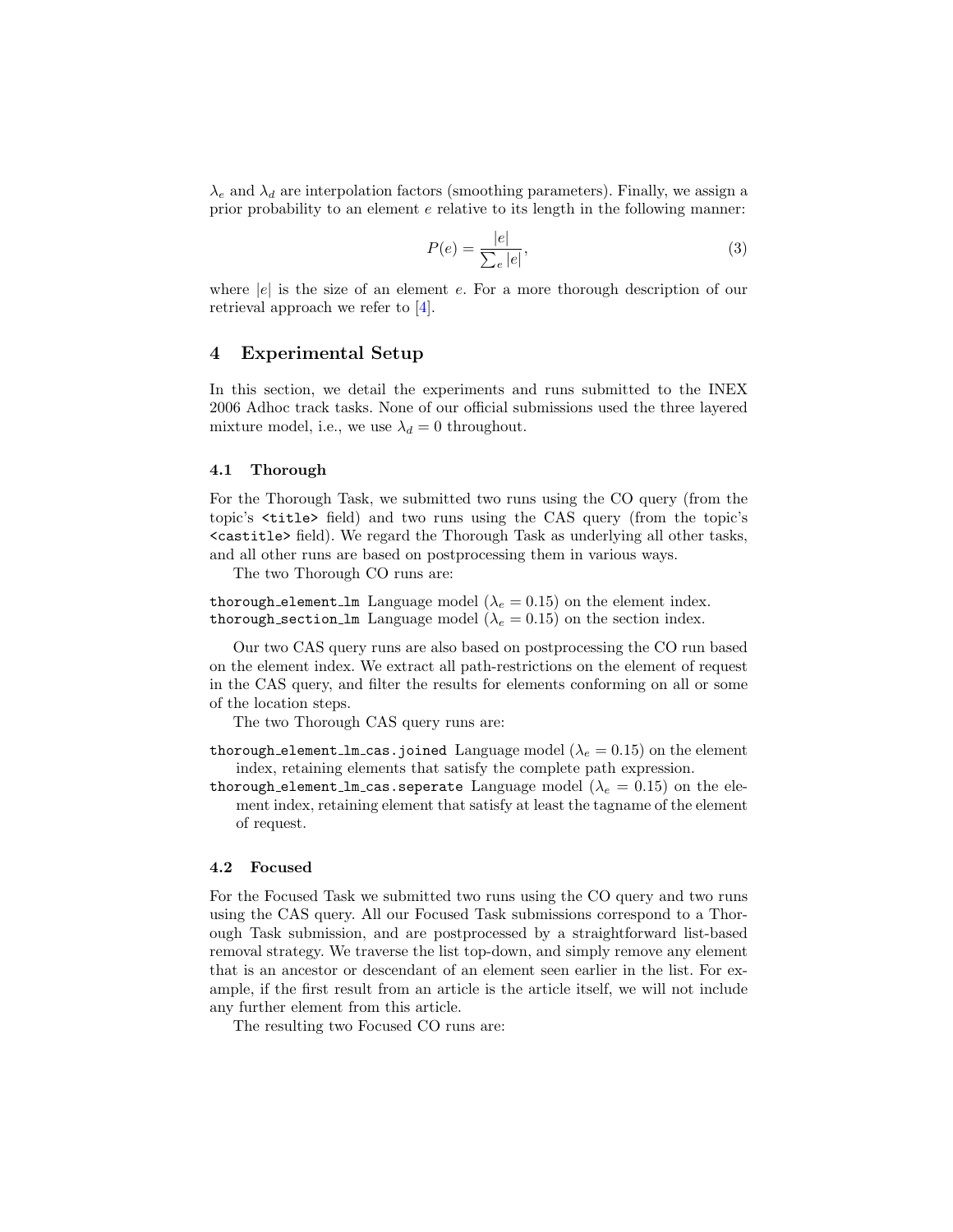$\lambda_e$ and $\lambda_d$ are interpolation factors (smoothing parameters). Finally, we assign a prior probability to an element $e$ relative to its length in the following manner:

$$P(e) = \frac{|e|}{\sum_e |e|}, \tag{3}$$

where $|e|$ is the size of an element $e$. For a more thorough description of our retrieval approach we refer to [4].

## 4 Experimental Setup

In this section, we detail the experiments and runs submitted to the INEX 2006 Adhoc track tasks. None of our official submissions used the three layered mixture model, i.e., we use $\lambda_d = 0$ throughout.

### 4.1 Thorough

For the Thorough Task, we submitted two runs using the CO query (from the topic's `<title>` field) and two runs using the CAS query (from the topic's `<castitle>` field). We regard the Thorough Task as underlying all other tasks, and all other runs are based on postprocessing them in various ways.

The two Thorough CO runs are:

`thorough_element_lm` Language model ($\lambda_e = 0.15$) on the element index.
`thorough_section_lm` Language model ($\lambda_e = 0.15$) on the section index.

Our two CAS query runs are also based on postprocessing the CO run based on the element index. We extract all path-restrictions on the element of request in the CAS query, and filter the results for elements conforming on all or some of the location steps.

The two Thorough CAS query runs are:

`thorough_element_lm_cas.joined` Language model ($\lambda_e = 0.15$) on the element index, retaining elements that satisfy the complete path expression.

`thorough_element_lm_cas.seperate` Language model ($\lambda_e = 0.15$) on the element index, retaining element that satisfy at least the tagname of the element of request.

### 4.2 Focused

For the Focused Task we submitted two runs using the CO query and two runs using the CAS query. All our Focused Task submissions correspond to a Thorough Task submission, and are postprocessed by a straightforward list-based removal strategy. We traverse the list top-down, and simply remove any element that is an ancestor or descendant of an element seen earlier in the list. For example, if the first result from an article is the article itself, we will not include any further element from this article.

The resulting two Focused CO runs are: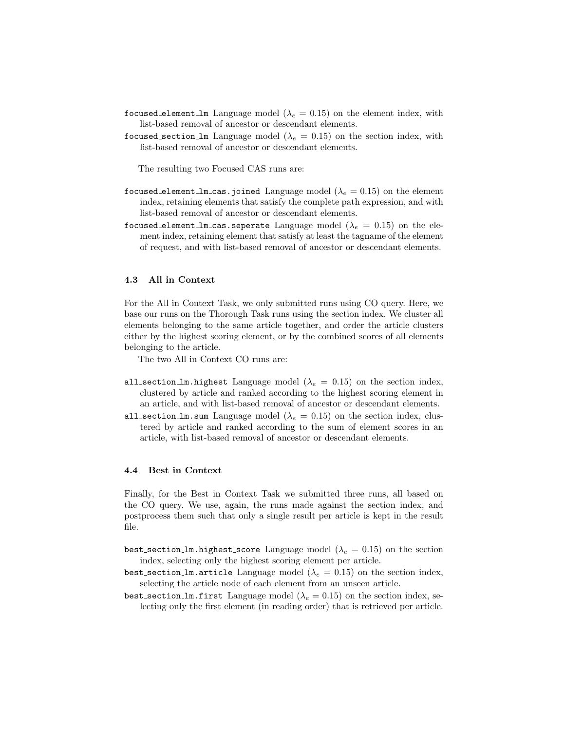`focused_element_lm` Language model ($\lambda_e = 0.15$) on the element index, with list-based removal of ancestor or descendant elements.

`focused_section_lm` Language model ($\lambda_e = 0.15$) on the section index, with list-based removal of ancestor or descendant elements.

The resulting two Focused CAS runs are:

`focused_element_lm_cas.joined` Language model ($\lambda_e = 0.15$) on the element index, retaining elements that satisfy the complete path expression, and with list-based removal of ancestor or descendant elements.

`focused_element_lm_cas.seperate` Language model ($\lambda_e = 0.15$) on the element index, retaining element that satisfy at least the tagname of the element of request, and with list-based removal of ancestor or descendant elements.

### 4.3 All in Context

For the All in Context Task, we only submitted runs using CO query. Here, we base our runs on the Thorough Task runs using the section index. We cluster all elements belonging to the same article together, and order the article clusters either by the highest scoring element, or by the combined scores of all elements belonging to the article.

The two All in Context CO runs are:

`all_section_lm.highest` Language model ($\lambda_e = 0.15$) on the section index, clustered by article and ranked according to the highest scoring element in an article, and with list-based removal of ancestor or descendant elements.

`all_section_lm.sum` Language model ($\lambda_e = 0.15$) on the section index, clustered by article and ranked according to the sum of element scores in an article, with list-based removal of ancestor or descendant elements.

### 4.4 Best in Context

Finally, for the Best in Context Task we submitted three runs, all based on the CO query. We use, again, the runs made against the section index, and postprocess them such that only a single result per article is kept in the result file.

`best_section_lm.highest_score` Language model ($\lambda_e = 0.15$) on the section index, selecting only the highest scoring element per article.

`best_section_lm.article` Language model ($\lambda_e = 0.15$) on the section index, selecting the article node of each element from an unseen article.

`best_section_lm.first` Language model ($\lambda_e = 0.15$) on the section index, selecting only the first element (in reading order) that is retrieved per article.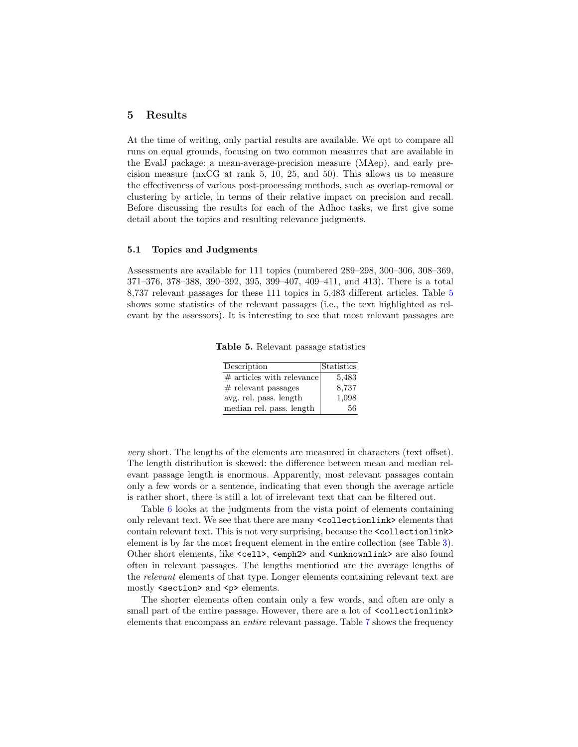## 5 Results

At the time of writing, only partial results are available. We opt to compare all runs on equal grounds, focusing on two common measures that are available in the EvalJ package: a mean-average-precision measure (MAep), and early precision measure (nxCG at rank 5, 10, 25, and 50). This allows us to measure the effectiveness of various post-processing methods, such as overlap-removal or clustering by article, in terms of their relative impact on precision and recall. Before discussing the results for each of the Adhoc tasks, we first give some detail about the topics and resulting relevance judgments.

### 5.1 Topics and Judgments

Assessments are available for 111 topics (numbered 289–298, 300–306, 308–369, 371–376, 378–388, 390–392, 395, 399–407, 409–411, and 413). There is a total 8,737 relevant passages for these 111 topics in 5,483 different articles. Table 5 shows some statistics of the relevant passages (i.e., the text highlighted as relevant by the assessors). It is interesting to see that most relevant passages are

**Table 5.** Relevant passage statistics

| Description | Statistics |
|---|---|
| # articles with relevance | 5,483 |
| # relevant passages | 8,737 |
| avg. rel. pass. length | 1,098 |
| median rel. pass. length | 56 |

*very* short. The lengths of the elements are measured in characters (text offset). The length distribution is skewed: the difference between mean and median relevant passage length is enormous. Apparently, most relevant passages contain only a few words or a sentence, indicating that even though the average article is rather short, there is still a lot of irrelevant text that can be filtered out.

Table 6 looks at the judgments from the vista point of elements containing only relevant text. We see that there are many `<collectionlink>` elements that contain relevant text. This is not very surprising, because the `<collectionlink>` element is by far the most frequent element in the entire collection (see Table 3). Other short elements, like `<cell>`, `<emph2>` and `<unknownlink>` are also found often in relevant passages. The lengths mentioned are the average lengths of the *relevant* elements of that type. Longer elements containing relevant text are mostly `<section>` and `<p>` elements.

The shorter elements often contain only a few words, and often are only a small part of the entire passage. However, there are a lot of `<collectionlink>` elements that encompass an *entire* relevant passage. Table 7 shows the frequency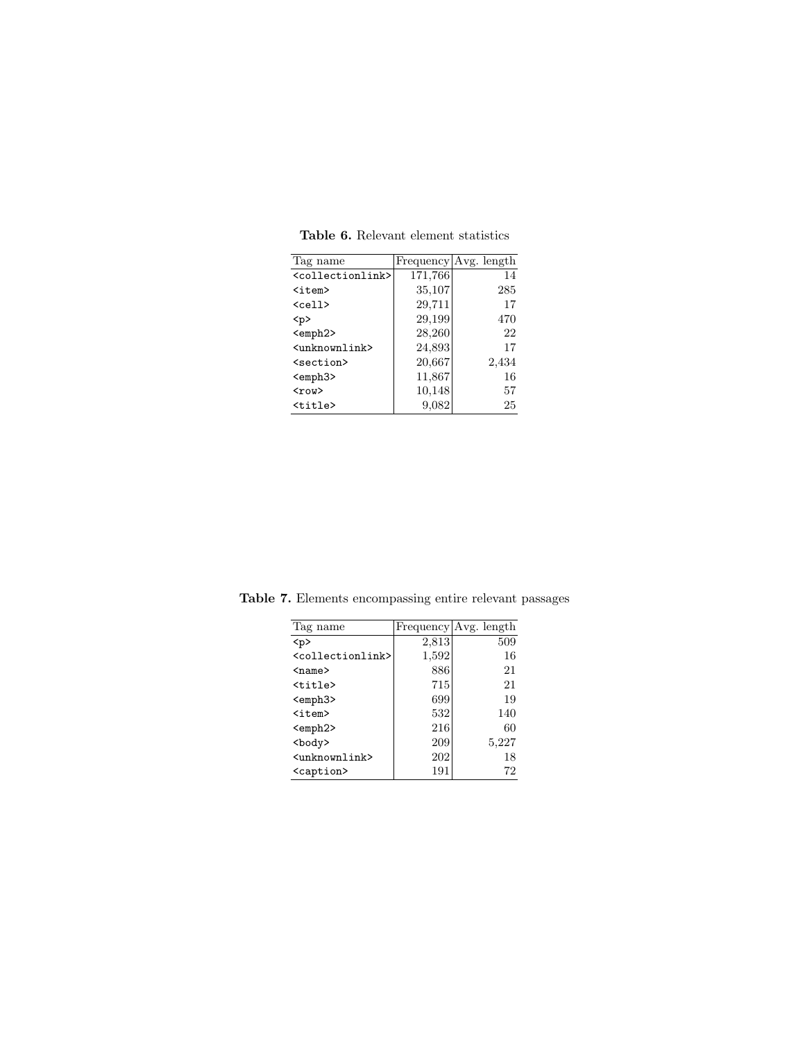**Table 6.** Relevant element statistics

| Tag name | Frequency | Avg. length |
|---|---|---|
| <collectionlink> | 171,766 | 14 |
| <item> | 35,107 | 285 |
| <cell> | 29,711 | 17 |
| <p> | 29,199 | 470 |
| <emph2> | 28,260 | 22 |
| <unknownlink> | 24,893 | 17 |
| <section> | 20,667 | 2,434 |
| <emph3> | 11,867 | 16 |
| <row> | 10,148 | 57 |
| <title> | 9,082 | 25 |

**Table 7.** Elements encompassing entire relevant passages

| Tag name | Frequency | Avg. length |
|---|---|---|
| <p> | 2,813 | 509 |
| <collectionlink> | 1,592 | 16 |
| <name> | 886 | 21 |
| <title> | 715 | 21 |
| <emph3> | 699 | 19 |
| <item> | 532 | 140 |
| <emph2> | 216 | 60 |
| <body> | 209 | 5,227 |
| <unknownlink> | 202 | 18 |
| <caption> | 191 | 72 |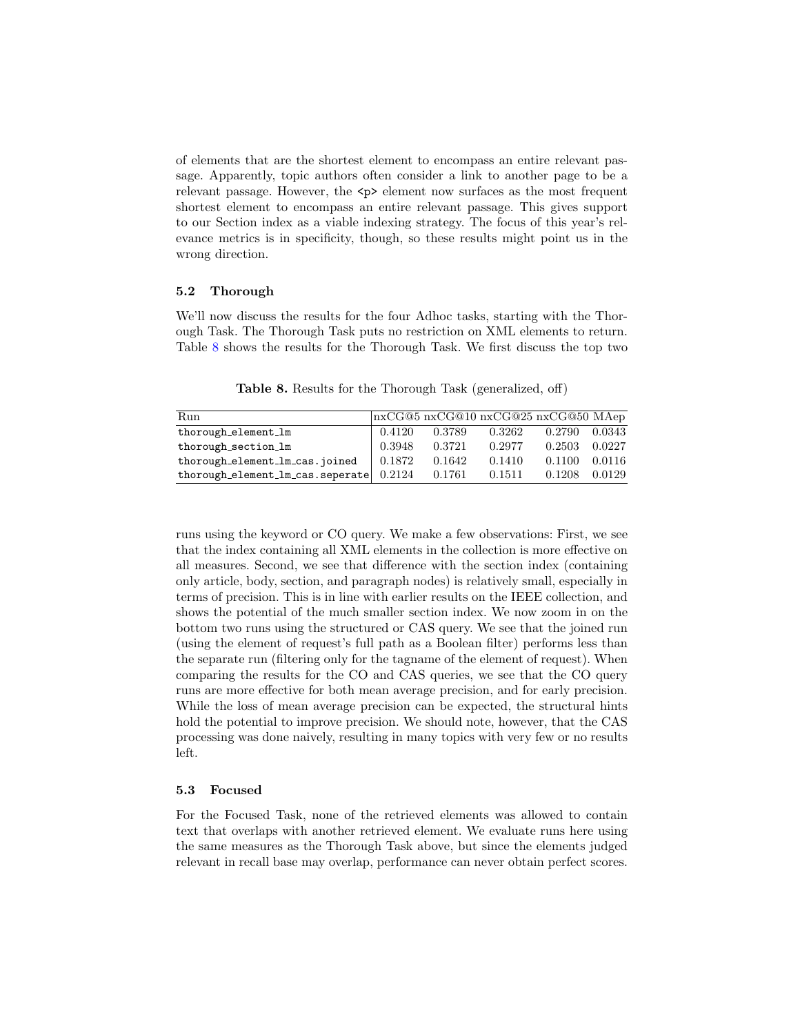of elements that are the shortest element to encompass an entire relevant passage. Apparently, topic authors often consider a link to another page to be a relevant passage. However, the <p> element now surfaces as the most frequent shortest element to encompass an entire relevant passage. This gives support to our Section index as a viable indexing strategy. The focus of this year's relevance metrics is in specificity, though, so these results might point us in the wrong direction.

### 5.2 Thorough

We'll now discuss the results for the four Adhoc tasks, starting with the Thorough Task. The Thorough Task puts no restriction on XML elements to return. Table 8 shows the results for the Thorough Task. We first discuss the top two

**Table 8.** Results for the Thorough Task (generalized, off)

| Run | nxCG@5 | nxCG@10 | nxCG@25 | nxCG@50 | MAep |
|---|---|---|---|---|---|
| thorough_element_lm | 0.4120 | 0.3789 | 0.3262 | 0.2790 | 0.0343 |
| thorough_section_lm | 0.3948 | 0.3721 | 0.2977 | 0.2503 | 0.0227 |
| thorough_element_lm_cas.joined | 0.1872 | 0.1642 | 0.1410 | 0.1100 | 0.0116 |
| thorough_element_lm_cas.seperate | 0.2124 | 0.1761 | 0.1511 | 0.1208 | 0.0129 |

runs using the keyword or CO query. We make a few observations: First, we see that the index containing all XML elements in the collection is more effective on all measures. Second, we see that difference with the section index (containing only article, body, section, and paragraph nodes) is relatively small, especially in terms of precision. This is in line with earlier results on the IEEE collection, and shows the potential of the much smaller section index. We now zoom in on the bottom two runs using the structured or CAS query. We see that the joined run (using the element of request's full path as a Boolean filter) performs less than the separate run (filtering only for the tagname of the element of request). When comparing the results for the CO and CAS queries, we see that the CO query runs are more effective for both mean average precision, and for early precision. While the loss of mean average precision can be expected, the structural hints hold the potential to improve precision. We should note, however, that the CAS processing was done naively, resulting in many topics with very few or no results left.

### 5.3 Focused

For the Focused Task, none of the retrieved elements was allowed to contain text that overlaps with another retrieved element. We evaluate runs here using the same measures as the Thorough Task above, but since the elements judged relevant in recall base may overlap, performance can never obtain perfect scores.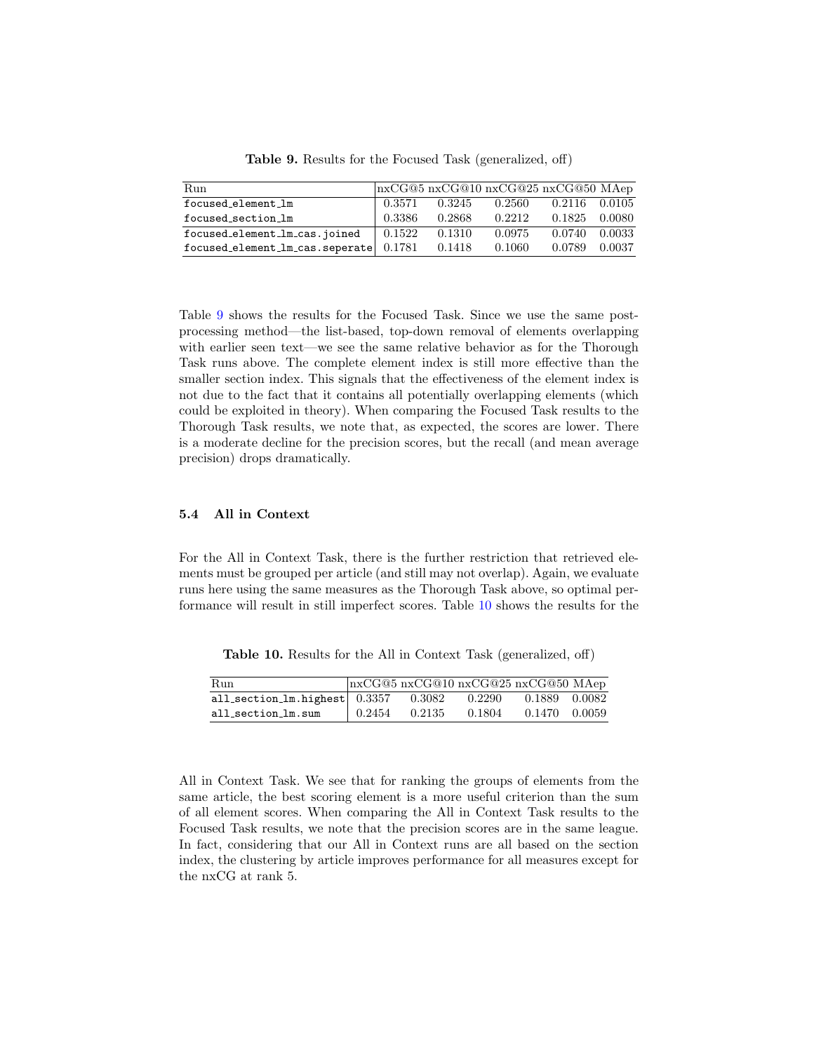**Table 9.** Results for the Focused Task (generalized, off)

| Run | nxCG@5 | nxCG@10 | nxCG@25 | nxCG@50 | MAep |
|---|---|---|---|---|---|
| focused_element_lm | 0.3571 | 0.3245 | 0.2560 | 0.2116 | 0.0105 |
| focused_section_lm | 0.3386 | 0.2868 | 0.2212 | 0.1825 | 0.0080 |
| focused_element_lm_cas.joined | 0.1522 | 0.1310 | 0.0975 | 0.0740 | 0.0033 |
| focused_element_lm_cas.seperate | 0.1781 | 0.1418 | 0.1060 | 0.0789 | 0.0037 |

Table 9 shows the results for the Focused Task. Since we use the same post-processing method—the list-based, top-down removal of elements overlapping with earlier seen text—we see the same relative behavior as for the Thorough Task runs above. The complete element index is still more effective than the smaller section index. This signals that the effectiveness of the element index is not due to the fact that it contains all potentially overlapping elements (which could be exploited in theory). When comparing the Focused Task results to the Thorough Task results, we note that, as expected, the scores are lower. There is a moderate decline for the precision scores, but the recall (and mean average precision) drops dramatically.

### 5.4 All in Context

For the All in Context Task, there is the further restriction that retrieved elements must be grouped per article (and still may not overlap). Again, we evaluate runs here using the same measures as the Thorough Task above, so optimal performance will result in still imperfect scores. Table 10 shows the results for the All in Context Task. We see that for ranking the groups of elements from the same article, the best scoring element is a more useful criterion than the sum of all element scores. When comparing the All in Context Task results to the Focused Task results, we note that the precision scores are in the same league. In fact, considering that our All in Context runs are all based on the section index, the clustering by article improves performance for all measures except for the nxCG at rank 5.

**Table 10.** Results for the All in Context Task (generalized, off)

| Run | nxCG@5 | nxCG@10 | nxCG@25 | nxCG@50 | MAep |
|---|---|---|---|---|---|
| all_section_lm.highest | 0.3357 | 0.3082 | 0.2290 | 0.1889 | 0.0082 |
| all_section_lm.sum | 0.2454 | 0.2135 | 0.1804 | 0.1470 | 0.0059 |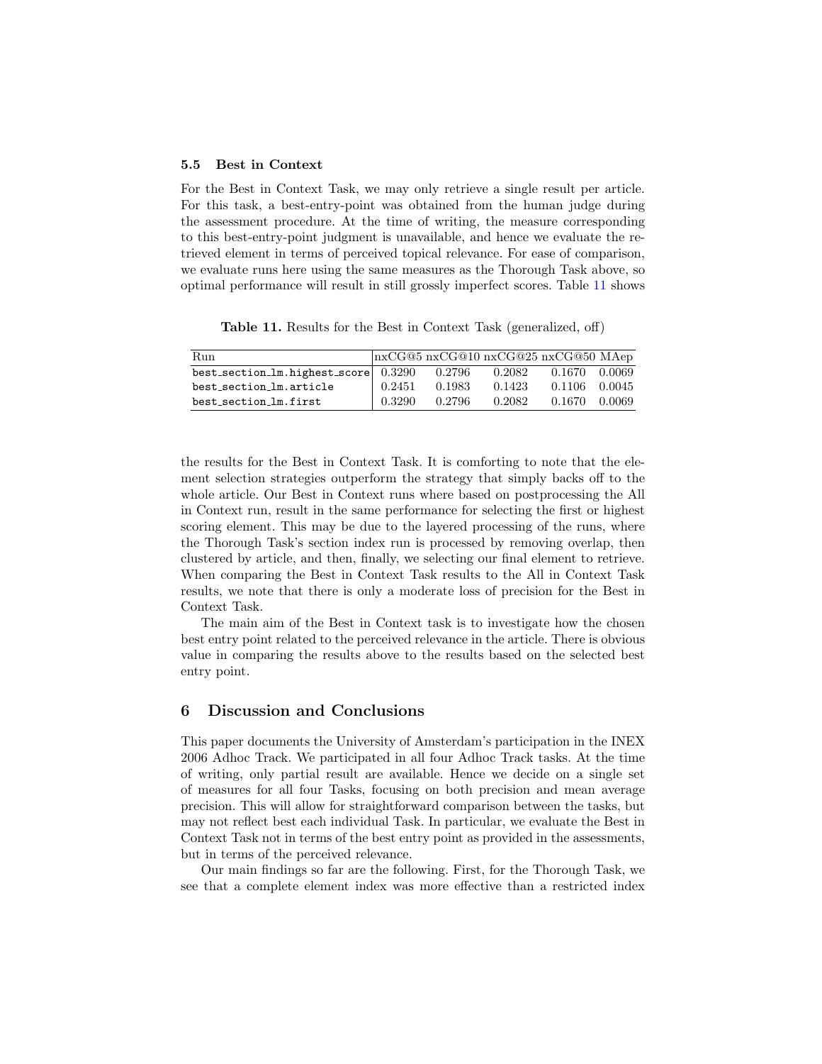### 5.5 Best in Context

For the Best in Context Task, we may only retrieve a single result per article. For this task, a best-entry-point was obtained from the human judge during the assessment procedure. At the time of writing, the measure corresponding to this best-entry-point judgment is unavailable, and hence we evaluate the retrieved element in terms of perceived topical relevance. For ease of comparison, we evaluate runs here using the same measures as the Thorough Task above, so optimal performance will result in still grossly imperfect scores. Table 11 shows the results for the Best in Context Task. It is comforting to note that the element selection strategies outperform the strategy that simply backs off to the whole article. Our Best in Context runs where based on postprocessing the All in Context run, result in the same performance for selecting the first or highest scoring element. This may be due to the layered processing of the runs, where the Thorough Task's section index run is processed by removing overlap, then clustered by article, and then, finally, we selecting our final element to retrieve. When comparing the Best in Context Task results to the All in Context Task results, we note that there is only a moderate loss of precision for the Best in Context Task.

**Table 11.** Results for the Best in Context Task (generalized, off)

| Run | nxCG@5 | nxCG@10 | nxCG@25 | nxCG@50 | MAep |
|---|---|---|---|---|---|
| `best_section_lm.highest_score` | 0.3290 | 0.2796 | 0.2082 | 0.1670 | 0.0069 |
| `best_section_lm.article` | 0.2451 | 0.1983 | 0.1423 | 0.1106 | 0.0045 |
| `best_section_lm.first` | 0.3290 | 0.2796 | 0.2082 | 0.1670 | 0.0069 |

The main aim of the Best in Context task is to investigate how the chosen best entry point related to the perceived relevance in the article. There is obvious value in comparing the results above to the results based on the selected best entry point.

## 6 Discussion and Conclusions

This paper documents the University of Amsterdam's participation in the INEX 2006 Adhoc Track. We participated in all four Adhoc Track tasks. At the time of writing, only partial result are available. Hence we decide on a single set of measures for all four Tasks, focusing on both precision and mean average precision. This will allow for straightforward comparison between the tasks, but may not reflect best each individual Task. In particular, we evaluate the Best in Context Task not in terms of the best entry point as provided in the assessments, but in terms of the perceived relevance.

Our main findings so far are the following. First, for the Thorough Task, we see that a complete element index was more effective than a restricted index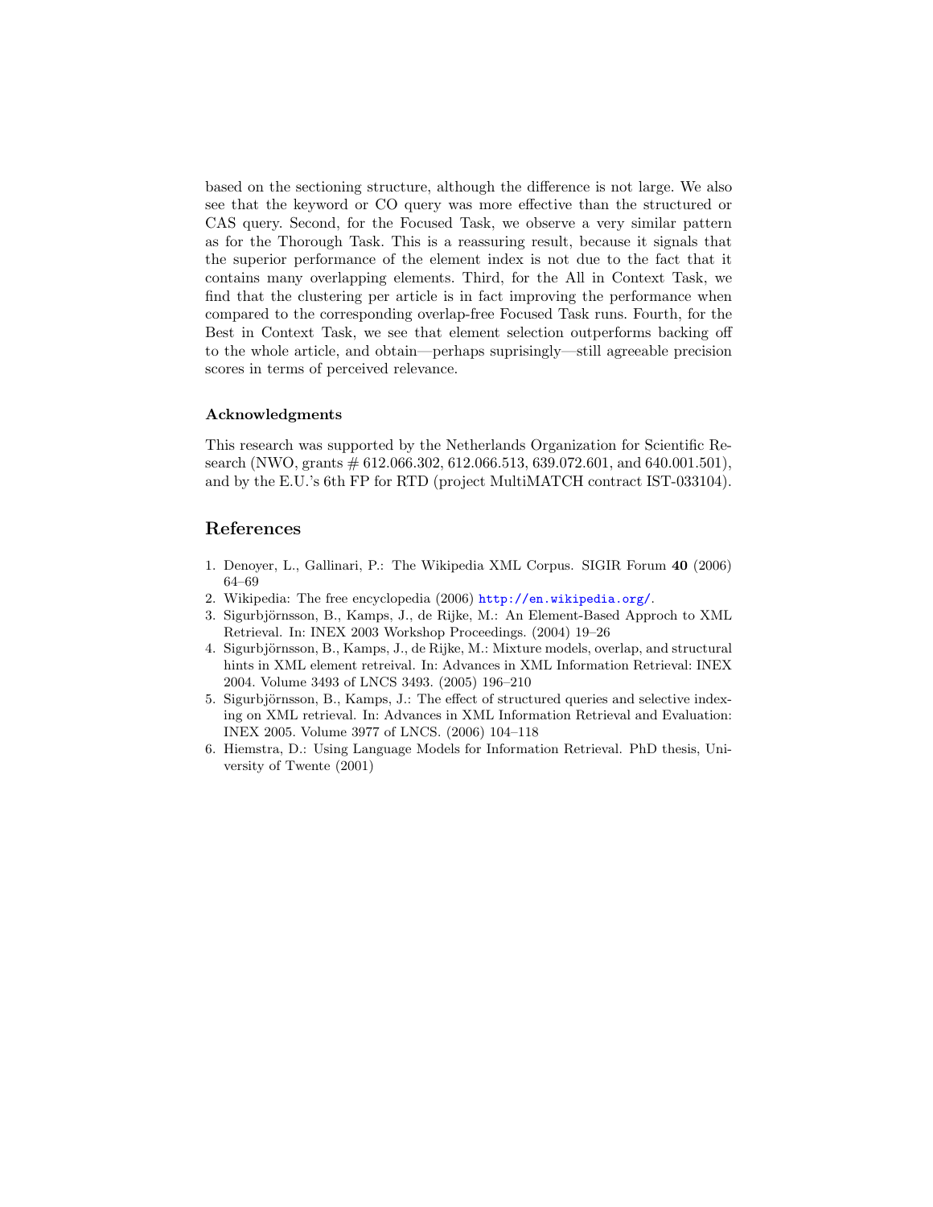based on the sectioning structure, although the difference is not large. We also see that the keyword or CO query was more effective than the structured or CAS query. Second, for the Focused Task, we observe a very similar pattern as for the Thorough Task. This is a reassuring result, because it signals that the superior performance of the element index is not due to the fact that it contains many overlapping elements. Third, for the All in Context Task, we find that the clustering per article is in fact improving the performance when compared to the corresponding overlap-free Focused Task runs. Fourth, for the Best in Context Task, we see that element selection outperforms backing off to the whole article, and obtain—perhaps suprisingly—still agreeable precision scores in terms of perceived relevance.

### Acknowledgments

This research was supported by the Netherlands Organization for Scientific Research (NWO, grants # 612.066.302, 612.066.513, 639.072.601, and 640.001.501), and by the E.U.'s 6th FP for RTD (project MultiMATCH contract IST-033104).

## References

1. Denoyer, L., Gallinari, P.: The Wikipedia XML Corpus. SIGIR Forum **40** (2006) 64–69
2. Wikipedia: The free encyclopedia (2006) http://en.wikipedia.org/.
3. Sigurbjörnsson, B., Kamps, J., de Rijke, M.: An Element-Based Approch to XML Retrieval. In: INEX 2003 Workshop Proceedings. (2004) 19–26
4. Sigurbjörnsson, B., Kamps, J., de Rijke, M.: Mixture models, overlap, and structural hints in XML element retreival. In: Advances in XML Information Retrieval: INEX 2004. Volume 3493 of LNCS 3493. (2005) 196–210
5. Sigurbjörnsson, B., Kamps, J.: The effect of structured queries and selective indexing on XML retrieval. In: Advances in XML Information Retrieval and Evaluation: INEX 2005. Volume 3977 of LNCS. (2006) 104–118
6. Hiemstra, D.: Using Language Models for Information Retrieval. PhD thesis, University of Twente (2001)